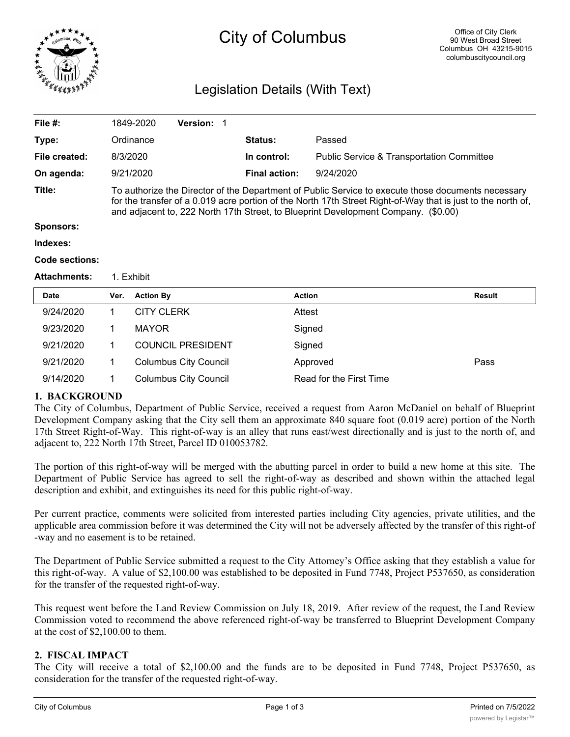# City of Columbus

Office of City Clerk
90 West Broad Street
Columbus OH 43215-9015
columbuscitycouncil.org

## Legislation Details (With Text)

| | | | |
|---|---|---|---|
| **File #:** | 1849-2020 **Version:** 1 | | |
| **Type:** | Ordinance | **Status:** | Passed |
| **File created:** | 8/3/2020 | **In control:** | Public Service & Transportation Committee |
| **On agenda:** | 9/21/2020 | **Final action:** | 9/24/2020 |

**Title:** To authorize the Director of the Department of Public Service to execute those documents necessary for the transfer of a 0.019 acre portion of the North 17th Street Right-of-Way that is just to the north of, and adjacent to, 222 North 17th Street, to Blueprint Development Company. ($0.00)

**Sponsors:**

**Indexes:**

**Code sections:**

**Attachments:** 1. Exhibit

| Date | Ver. | Action By | Action | Result |
|---|---|---|---|---|
| 9/24/2020 | 1 | CITY CLERK | Attest | |
| 9/23/2020 | 1 | MAYOR | Signed | |
| 9/21/2020 | 1 | COUNCIL PRESIDENT | Signed | |
| 9/21/2020 | 1 | Columbus City Council | Approved | Pass |
| 9/14/2020 | 1 | Columbus City Council | Read for the First Time | |

### 1. BACKGROUND

The City of Columbus, Department of Public Service, received a request from Aaron McDaniel on behalf of Blueprint Development Company asking that the City sell them an approximate 840 square foot (0.019 acre) portion of the North 17th Street Right-of-Way. This right-of-way is an alley that runs east/west directionally and is just to the north of, and adjacent to, 222 North 17th Street, Parcel ID 010053782.

The portion of this right-of-way will be merged with the abutting parcel in order to build a new home at this site. The Department of Public Service has agreed to sell the right-of-way as described and shown within the attached legal description and exhibit, and extinguishes its need for this public right-of-way.

Per current practice, comments were solicited from interested parties including City agencies, private utilities, and the applicable area commission before it was determined the City will not be adversely affected by the transfer of this right-of-way and no easement is to be retained.

The Department of Public Service submitted a request to the City Attorney's Office asking that they establish a value for this right-of-way. A value of $2,100.00 was established to be deposited in Fund 7748, Project P537650, as consideration for the transfer of the requested right-of-way.

This request went before the Land Review Commission on July 18, 2019. After review of the request, the Land Review Commission voted to recommend the above referenced right-of-way be transferred to Blueprint Development Company at the cost of $2,100.00 to them.

### 2. FISCAL IMPACT

The City will receive a total of $2,100.00 and the funds are to be deposited in Fund 7748, Project P537650, as consideration for the transfer of the requested right-of-way.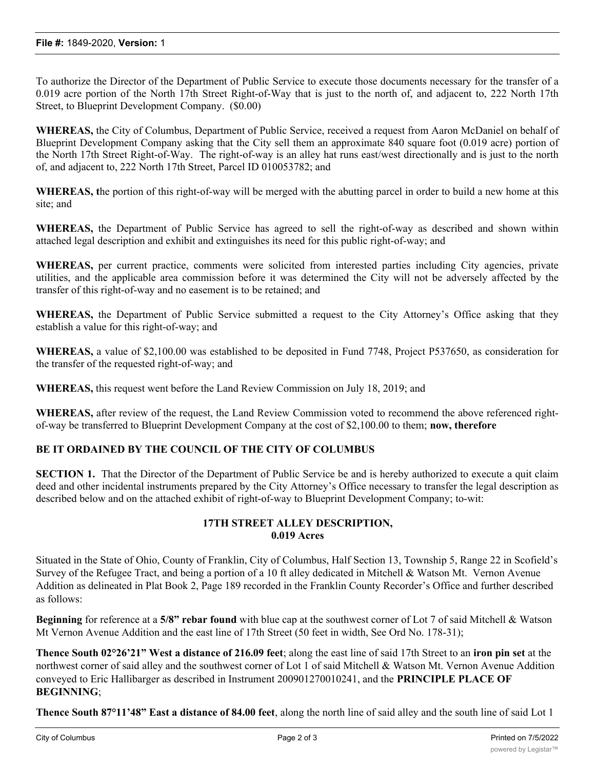To authorize the Director of the Department of Public Service to execute those documents necessary for the transfer of a 0.019 acre portion of the North 17th Street Right-of-Way that is just to the north of, and adjacent to, 222 North 17th Street, to Blueprint Development Company. ($0.00)

**WHEREAS,** the City of Columbus, Department of Public Service, received a request from Aaron McDaniel on behalf of Blueprint Development Company asking that the City sell them an approximate 840 square foot (0.019 acre) portion of the North 17th Street Right-of-Way. The right-of-way is an alley hat runs east/west directionally and is just to the north of, and adjacent to, 222 North 17th Street, Parcel ID 010053782; and

**WHEREAS, t**he portion of this right-of-way will be merged with the abutting parcel in order to build a new home at this site; and

**WHEREAS,** the Department of Public Service has agreed to sell the right-of-way as described and shown within attached legal description and exhibit and extinguishes its need for this public right-of-way; and

**WHEREAS,** per current practice, comments were solicited from interested parties including City agencies, private utilities, and the applicable area commission before it was determined the City will not be adversely affected by the transfer of this right-of-way and no easement is to be retained; and

**WHEREAS,** the Department of Public Service submitted a request to the City Attorney's Office asking that they establish a value for this right-of-way; and

**WHEREAS,** a value of $2,100.00 was established to be deposited in Fund 7748, Project P537650, as consideration for the transfer of the requested right-of-way; and

**WHEREAS,** this request went before the Land Review Commission on July 18, 2019; and

**WHEREAS,** after review of the request, the Land Review Commission voted to recommend the above referenced right-of-way be transferred to Blueprint Development Company at the cost of $2,100.00 to them; **now, therefore**

**BE IT ORDAINED BY THE COUNCIL OF THE CITY OF COLUMBUS**

**SECTION 1.** That the Director of the Department of Public Service be and is hereby authorized to execute a quit claim deed and other incidental instruments prepared by the City Attorney's Office necessary to transfer the legal description as described below and on the attached exhibit of right-of-way to Blueprint Development Company; to-wit:

**17TH STREET ALLEY DESCRIPTION,**
**0.019 Acres**

Situated in the State of Ohio, County of Franklin, City of Columbus, Half Section 13, Township 5, Range 22 in Scofield's Survey of the Refugee Tract, and being a portion of a 10 ft alley dedicated in Mitchell & Watson Mt. Vernon Avenue Addition as delineated in Plat Book 2, Page 189 recorded in the Franklin County Recorder's Office and further described as follows:

**Beginning** for reference at a **5/8" rebar found** with blue cap at the southwest corner of Lot 7 of said Mitchell & Watson Mt Vernon Avenue Addition and the east line of 17th Street (50 feet in width, See Ord No. 178-31);

**Thence South 02°26'21" West a distance of 216.09 feet**; along the east line of said 17th Street to an **iron pin set** at the northwest corner of said alley and the southwest corner of Lot 1 of said Mitchell & Watson Mt. Vernon Avenue Addition conveyed to Eric Hallibarger as described in Instrument 200901270010241, and the **PRINCIPLE PLACE OF BEGINNING**;

**Thence South 87°11'48" East a distance of 84.00 feet**, along the north line of said alley and the south line of said Lot 1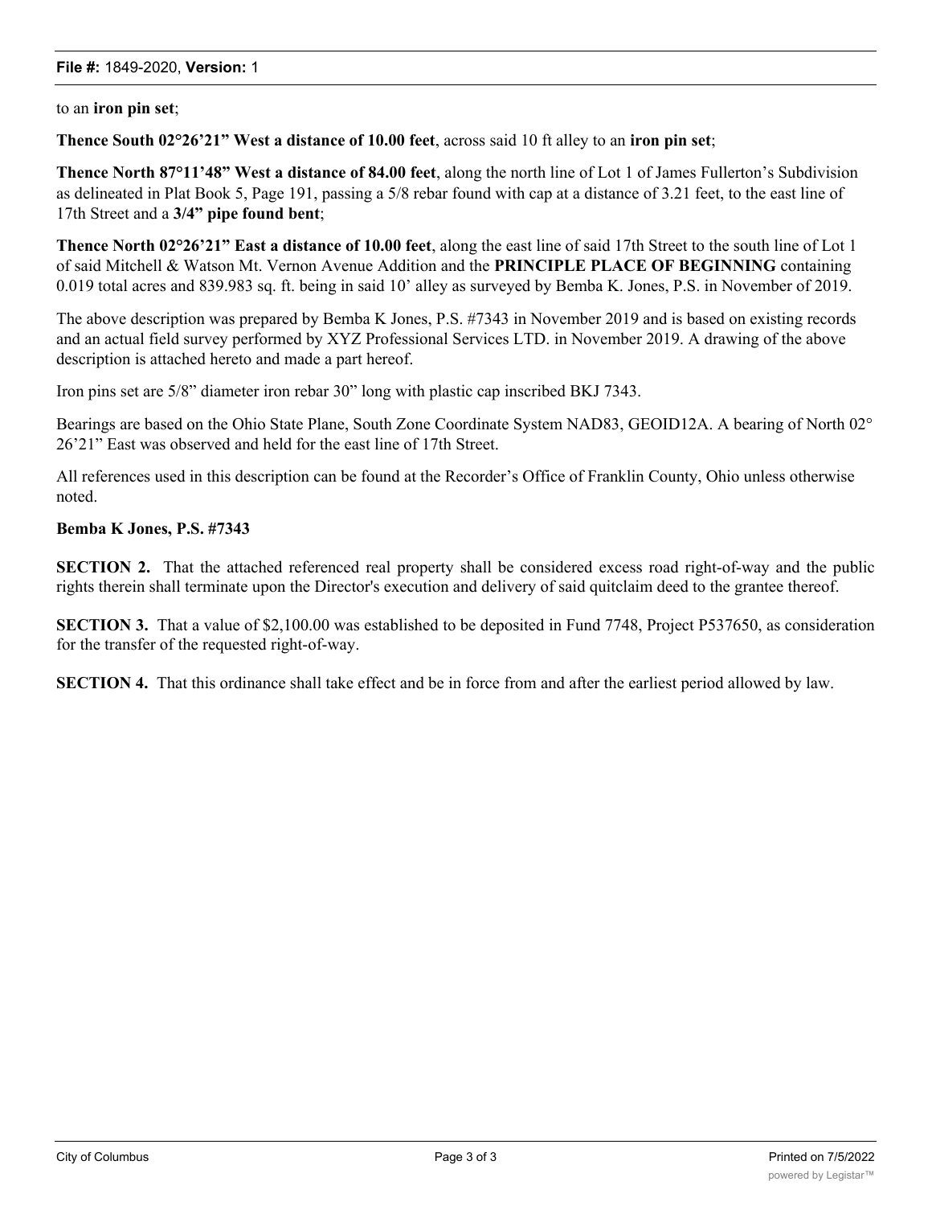to an **iron pin set**;

**Thence South 02°26'21" West a distance of 10.00 feet**, across said 10 ft alley to an **iron pin set**;

**Thence North 87°11'48" West a distance of 84.00 feet**, along the north line of Lot 1 of James Fullerton's Subdivision as delineated in Plat Book 5, Page 191, passing a 5/8 rebar found with cap at a distance of 3.21 feet, to the east line of 17th Street and a **3/4" pipe found bent**;

**Thence North 02°26'21" East a distance of 10.00 feet**, along the east line of said 17th Street to the south line of Lot 1 of said Mitchell & Watson Mt. Vernon Avenue Addition and the **PRINCIPLE PLACE OF BEGINNING** containing 0.019 total acres and 839.983 sq. ft. being in said 10' alley as surveyed by Bemba K. Jones, P.S. in November of 2019.

The above description was prepared by Bemba K Jones, P.S. #7343 in November 2019 and is based on existing records and an actual field survey performed by XYZ Professional Services LTD. in November 2019. A drawing of the above description is attached hereto and made a part hereof.

Iron pins set are 5/8" diameter iron rebar 30" long with plastic cap inscribed BKJ 7343.

Bearings are based on the Ohio State Plane, South Zone Coordinate System NAD83, GEOID12A. A bearing of North 02° 26'21" East was observed and held for the east line of 17th Street.

All references used in this description can be found at the Recorder's Office of Franklin County, Ohio unless otherwise noted.

**Bemba K Jones, P.S. #7343**

**SECTION 2.** That the attached referenced real property shall be considered excess road right-of-way and the public rights therein shall terminate upon the Director's execution and delivery of said quitclaim deed to the grantee thereof.

**SECTION 3.** That a value of $2,100.00 was established to be deposited in Fund 7748, Project P537650, as consideration for the transfer of the requested right-of-way.

**SECTION 4.** That this ordinance shall take effect and be in force from and after the earliest period allowed by law.